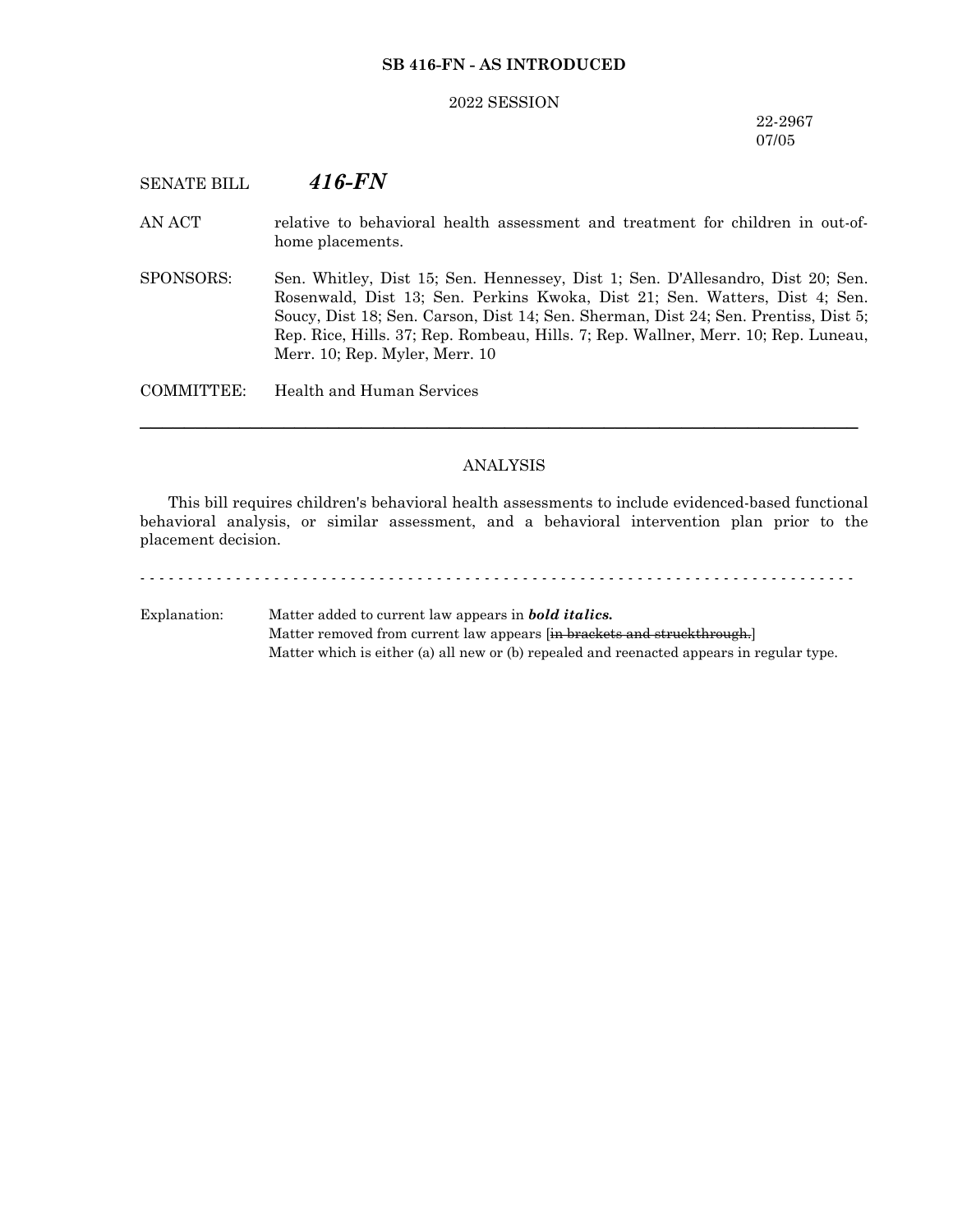**SB 416-FN - AS INTRODUCED**

2022 SESSION

22-2967
07/05

SENATE BILL ***416-FN***

AN ACT relative to behavioral health assessment and treatment for children in out-of-home placements.

SPONSORS: Sen. Whitley, Dist 15; Sen. Hennessey, Dist 1; Sen. D'Allesandro, Dist 20; Sen. Rosenwald, Dist 13; Sen. Perkins Kwoka, Dist 21; Sen. Watters, Dist 4; Sen. Soucy, Dist 18; Sen. Carson, Dist 14; Sen. Sherman, Dist 24; Sen. Prentiss, Dist 5; Rep. Rice, Hills. 37; Rep. Rombeau, Hills. 7; Rep. Wallner, Merr. 10; Rep. Luneau, Merr. 10; Rep. Myler, Merr. 10

COMMITTEE: Health and Human Services

---

ANALYSIS

This bill requires children's behavioral health assessments to include evidenced-based functional behavioral analysis, or similar assessment, and a behavioral intervention plan prior to the placement decision.

- - - - - - - - - - - - - - - - - - - - - - - - - - - - - - - - - - - - - - - - - - - - - - - - - - - - - - - - - - - - - - - - - - - - - - - - - - -

Explanation: Matter added to current law appears in ***bold italics.***
Matter removed from current law appears [~~in brackets and struckthrough.~~]
Matter which is either (a) all new or (b) repealed and reenacted appears in regular type.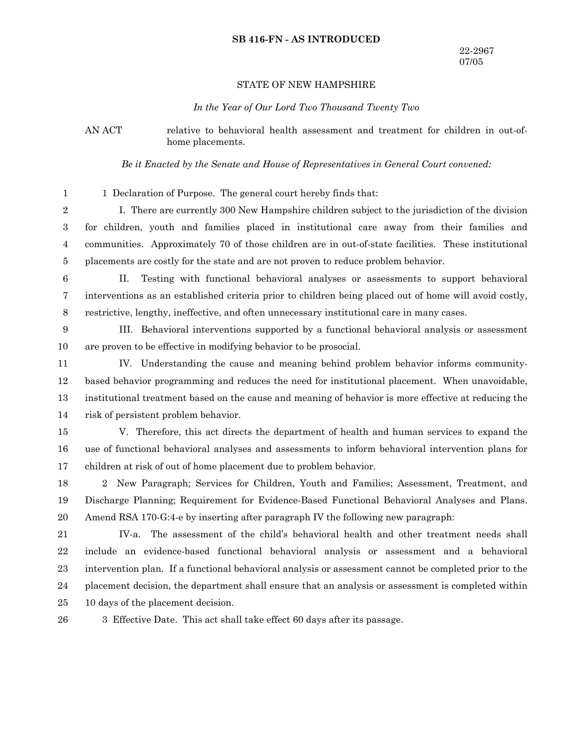**SB 416-FN - AS INTRODUCED**

22-2967
07/05

STATE OF NEW HAMPSHIRE

*In the Year of Our Lord Two Thousand Twenty Two*

AN ACT relative to behavioral health assessment and treatment for children in out-of-home placements.

*Be it Enacted by the Senate and House of Representatives in General Court convened:*

1 Declaration of Purpose. The general court hereby finds that:

I. There are currently 300 New Hampshire children subject to the jurisdiction of the division for children, youth and families placed in institutional care away from their families and communities. Approximately 70 of those children are in out-of-state facilities. These institutional placements are costly for the state and are not proven to reduce problem behavior.

II. Testing with functional behavioral analyses or assessments to support behavioral interventions as an established criteria prior to children being placed out of home will avoid costly, restrictive, lengthy, ineffective, and often unnecessary institutional care in many cases.

III. Behavioral interventions supported by a functional behavioral analysis or assessment are proven to be effective in modifying behavior to be prosocial.

IV. Understanding the cause and meaning behind problem behavior informs community-based behavior programming and reduces the need for institutional placement. When unavoidable, institutional treatment based on the cause and meaning of behavior is more effective at reducing the risk of persistent problem behavior.

V. Therefore, this act directs the department of health and human services to expand the use of functional behavioral analyses and assessments to inform behavioral intervention plans for children at risk of out of home placement due to problem behavior.

2 New Paragraph; Services for Children, Youth and Families; Assessment, Treatment, and Discharge Planning; Requirement for Evidence-Based Functional Behavioral Analyses and Plans. Amend RSA 170-G:4-e by inserting after paragraph IV the following new paragraph:

IV-a. The assessment of the child's behavioral health and other treatment needs shall include an evidence-based functional behavioral analysis or assessment and a behavioral intervention plan. If a functional behavioral analysis or assessment cannot be completed prior to the placement decision, the department shall ensure that an analysis or assessment is completed within 10 days of the placement decision.

3 Effective Date. This act shall take effect 60 days after its passage.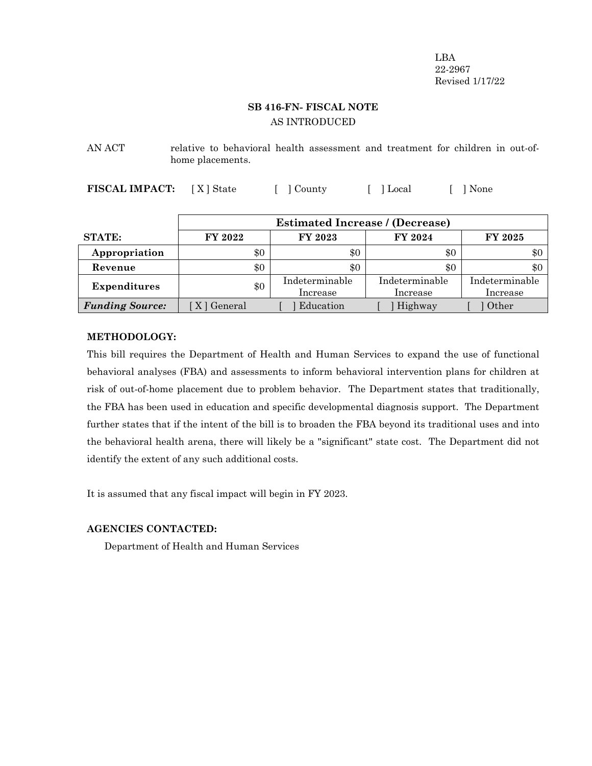LBA
22-2967
Revised 1/17/22

## SB 416-FN- FISCAL NOTE
AS INTRODUCED

AN ACT relative to behavioral health assessment and treatment for children in out-of-home placements.

**FISCAL IMPACT:** [ X ] State [ ] County [ ] Local [ ] None

| | Estimated Increase / (Decrease) | | | |
|---|---|---|---|---|
| **STATE:** | **FY 2022** | **FY 2023** | **FY 2024** | **FY 2025** |
| **Appropriation** | $0 | $0 | $0 | $0 |
| **Revenue** | $0 | $0 | $0 | $0 |
| **Expenditures** | $0 | Indeterminable Increase | Indeterminable Increase | Indeterminable Increase |
| ***Funding Source:*** | [ X ] General | [ ] Education | [ ] Highway | [ ] Other |

**METHODOLOGY:**

This bill requires the Department of Health and Human Services to expand the use of functional behavioral analyses (FBA) and assessments to inform behavioral intervention plans for children at risk of out-of-home placement due to problem behavior. The Department states that traditionally, the FBA has been used in education and specific developmental diagnosis support. The Department further states that if the intent of the bill is to broaden the FBA beyond its traditional uses and into the behavioral health arena, there will likely be a "significant" state cost. The Department did not identify the extent of any such additional costs.

It is assumed that any fiscal impact will begin in FY 2023.

**AGENCIES CONTACTED:**

Department of Health and Human Services